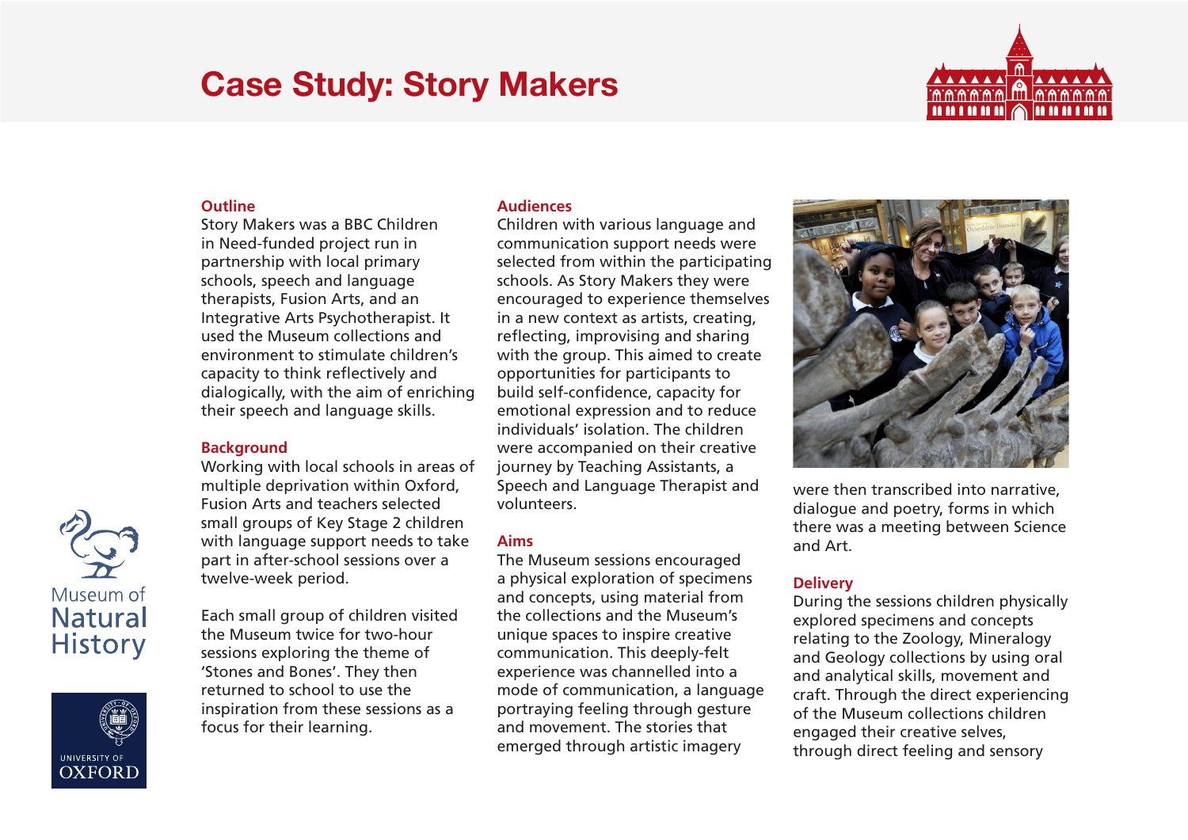# Case Study: Story Makers

## Outline

Story Makers was a BBC Children in Need-funded project run in partnership with local primary schools, speech and language therapists, Fusion Arts, and an Integrative Arts Psychotherapist. It used the Museum collections and environment to stimulate children's capacity to think reflectively and dialogically, with the aim of enriching their speech and language skills.

## Background

Working with local schools in areas of multiple deprivation within Oxford, Fusion Arts and teachers selected small groups of Key Stage 2 children with language support needs to take part in after-school sessions over a twelve-week period.

Each small group of children visited the Museum twice for two-hour sessions exploring the theme of 'Stones and Bones'. They then returned to school to use the inspiration from these sessions as a focus for their learning.

## Audiences

Children with various language and communication support needs were selected from within the participating schools. As Story Makers they were encouraged to experience themselves in a new context as artists, creating, reflecting, improvising and sharing with the group. This aimed to create opportunities for participants to build self-confidence, capacity for emotional expression and to reduce individuals' isolation. The children were accompanied on their creative journey by Teaching Assistants, a Speech and Language Therapist and volunteers.

## Aims

The Museum sessions encouraged a physical exploration of specimens and concepts, using material from the collections and the Museum's unique spaces to inspire creative communication. This deeply-felt experience was channelled into a mode of communication, a language portraying feeling through gesture and movement. The stories that emerged through artistic imagery were then transcribed into narrative, dialogue and poetry, forms in which there was a meeting between Science and Art.

## Delivery

During the sessions children physically explored specimens and concepts relating to the Zoology, Mineralogy and Geology collections by using oral and analytical skills, movement and craft. Through the direct experiencing of the Museum collections children engaged their creative selves, through direct feeling and sensory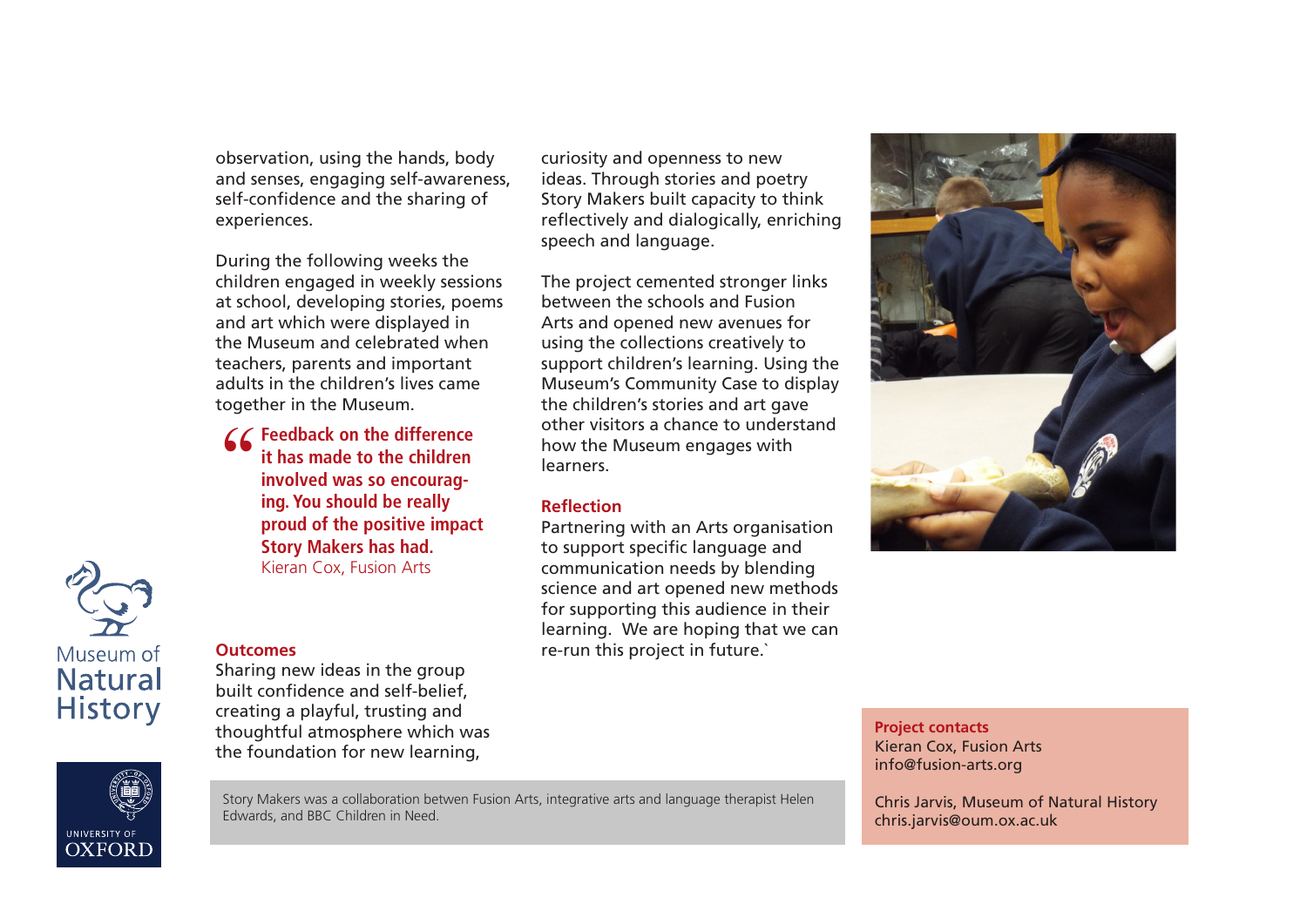observation, using the hands, body and senses, engaging self-awareness, self-confidence and the sharing of experiences.

During the following weeks the children engaged in weekly sessions at school, developing stories, poems and art which were displayed in the Museum and celebrated when teachers, parents and important adults in the children's lives came together in the Museum.

> **"Feedback on the difference it has made to the children involved was so encouraging. You should be really proud of the positive impact Story Makers has had.**
> Kieran Cox, Fusion Arts

### Outcomes

Sharing new ideas in the group built confidence and self-belief, creating a playful, trusting and thoughtful atmosphere which was the foundation for new learning, curiosity and openness to new ideas. Through stories and poetry Story Makers built capacity to think reflectively and dialogically, enriching speech and language.

The project cemented stronger links between the schools and Fusion Arts and opened new avenues for using the collections creatively to support children's learning. Using the Museum's Community Case to display the children's stories and art gave other visitors a chance to understand how the Museum engages with learners.

### Reflection

Partnering with an Arts organisation to support specific language and communication needs by blending science and art opened new methods for supporting this audience in their learning. We are hoping that we can re-run this project in future.`

Story Makers was a collaboration betwen Fusion Arts, integrative arts and language therapist Helen Edwards, and BBC Children in Need.

**Project contacts**
Kieran Cox, Fusion Arts
info@fusion-arts.org

Chris Jarvis, Museum of Natural History
chris.jarvis@oum.ox.ac.uk

Museum of Natural History

UNIVERSITY OF OXFORD